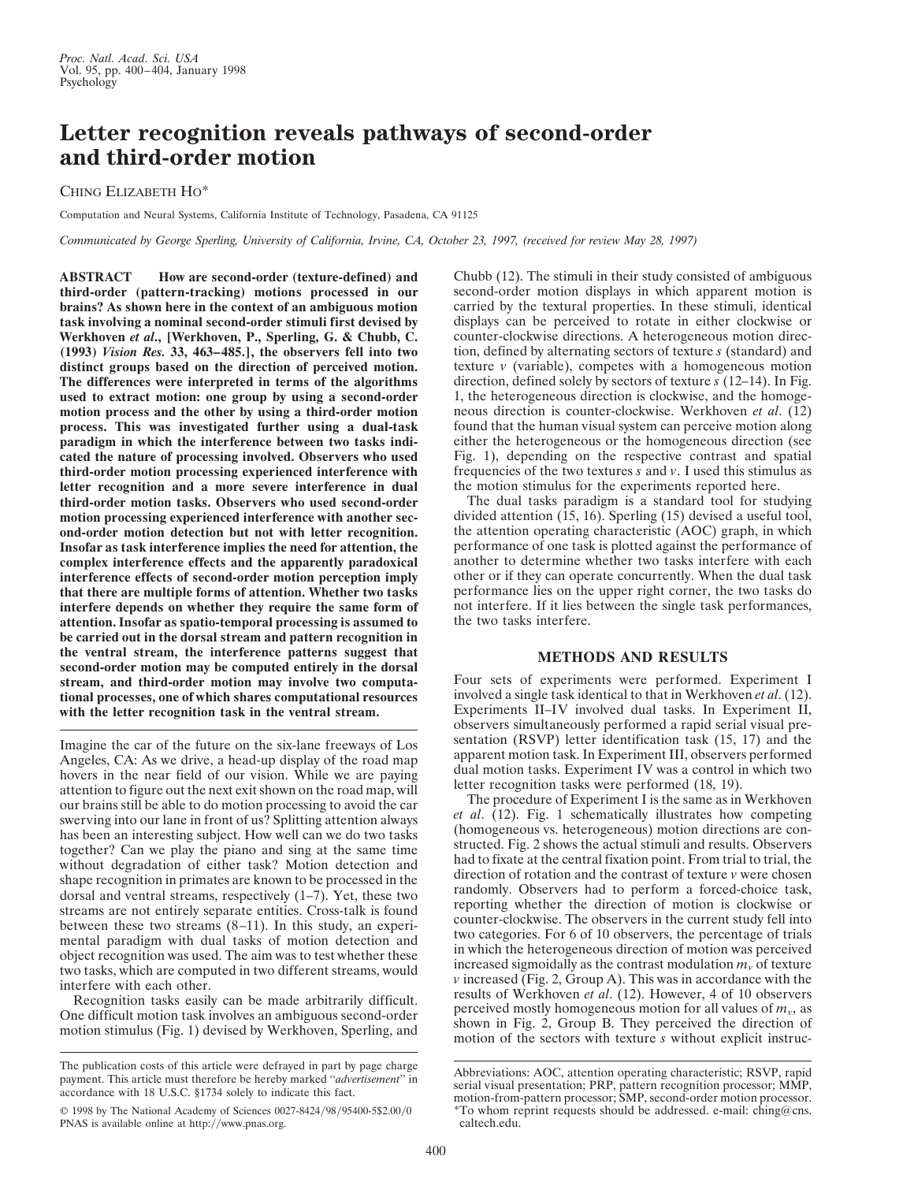# Letter recognition reveals pathways of second-order and third-order motion

CHING ELIZABETH HO*

Computation and Neural Systems, California Institute of Technology, Pasadena, CA 91125

*Communicated by George Sperling, University of California, Irvine, CA, October 23, 1997, (received for review May 28, 1997)*

**ABSTRACT** **How are second-order (texture-defined) and third-order (pattern-tracking) motions processed in our brains? As shown here in the context of an ambiguous motion task involving a nominal second-order stimuli first devised by Werkhoven *et al*., [Werkhoven, P., Sperling, G. & Chubb, C. (1993) *Vision Res.* 33, 463–485.], the observers fell into two distinct groups based on the direction of perceived motion. The differences were interpreted in terms of the algorithms used to extract motion: one group by using a second-order motion process and the other by using a third-order motion process. This was investigated further using a dual-task paradigm in which the interference between two tasks indicated the nature of processing involved. Observers who used third-order motion processing experienced interference with letter recognition and a more severe interference in dual third-order motion tasks. Observers who used second-order motion processing experienced interference with another second-order motion detection but not with letter recognition. Insofar as task interference implies the need for attention, the complex interference effects and the apparently paradoxical interference effects of second-order motion perception imply that there are multiple forms of attention. Whether two tasks interfere depends on whether they require the same form of attention. Insofar as spatio-temporal processing is assumed to be carried out in the dorsal stream and pattern recognition in the ventral stream, the interference patterns suggest that second-order motion may be computed entirely in the dorsal stream, and third-order motion may involve two computational processes, one of which shares computational resources with the letter recognition task in the ventral stream.**

Imagine the car of the future on the six-lane freeways of Los Angeles, CA: As we drive, a head-up display of the road map hovers in the near field of our vision. While we are paying attention to figure out the next exit shown on the road map, will our brains still be able to do motion processing to avoid the car swerving into our lane in front of us? Splitting attention always has been an interesting subject. How well can we do two tasks together? Can we play the piano and sing at the same time without degradation of either task? Motion detection and shape recognition in primates are known to be processed in the dorsal and ventral streams, respectively (1–7). Yet, these two streams are not entirely separate entities. Cross-talk is found between these two streams (8–11). In this study, an experimental paradigm with dual tasks of motion detection and object recognition was used. The aim was to test whether these two tasks, which are computed in two different streams, would interfere with each other.

Recognition tasks easily can be made arbitrarily difficult. One difficult motion task involves an ambiguous second-order motion stimulus (Fig. 1) devised by Werkhoven, Sperling, and Chubb (12). The stimuli in their study consisted of ambiguous second-order motion displays in which apparent motion is carried by the textural properties. In these stimuli, identical displays can be perceived to rotate in either clockwise or counter-clockwise directions. A heterogeneous motion direction, defined by alternating sectors of texture *s* (standard) and texture *v* (variable), competes with a homogeneous motion direction, defined solely by sectors of texture *s* (12–14). In Fig. 1, the heterogeneous direction is clockwise, and the homogeneous direction is counter-clockwise. Werkhoven *et al*. (12) found that the human visual system can perceive motion along either the heterogeneous or the homogeneous direction (see Fig. 1), depending on the respective contrast and spatial frequencies of the two textures *s* and *v*. I used this stimulus as the motion stimulus for the experiments reported here.

The dual tasks paradigm is a standard tool for studying divided attention (15, 16). Sperling (15) devised a useful tool, the attention operating characteristic (AOC) graph, in which the performance of one task is plotted against the performance of another to determine whether two tasks interfere with each other or if they can operate concurrently. When the dual task performance lies on the upper right corner, the two tasks do not interfere. If it lies between the single task performances, the two tasks interfere.

## METHODS AND RESULTS

Four sets of experiments were performed. Experiment I involved a single task identical to that in Werkhoven *et al*. (12). Experiments II–IV involved dual tasks. In Experiment II, observers simultaneously performed a rapid serial visual presentation (RSVP) letter identification task (15, 17) and the apparent motion task. In Experiment III, observers performed dual motion tasks. Experiment IV was a control in which two letter recognition tasks were performed (18, 19).

The procedure of Experiment I is the same as in Werkhoven *et al*. (12). Fig. 1 schematically illustrates how competing (homogeneous vs. heterogeneous) motion directions are constructed. Fig. 2 shows the actual stimuli and results. Observers had to fixate at the central fixation point. From trial to trial, the direction of rotation and the contrast of texture *v* were chosen randomly. Observers had to perform a forced-choice task, reporting whether the direction of motion is clockwise or counter-clockwise. The observers in the current study fell into two categories. For 6 of 10 observers, the percentage of trials in which the heterogeneous direction of motion was perceived increased sigmoidally as the contrast modulation $m_v$ of texture *v* increased (Fig. 2, Group A). This was in accordance with the results of Werkhoven *et al*. (12). However, 4 of 10 observers perceived mostly homogeneous motion for all values of $m_v$, as shown in Fig. 2, Group B. They perceived the direction of motion of the sectors with texture *s* without explicit instruc-

---

The publication costs of this article were defrayed in part by page charge payment. This article must therefore be hereby marked "*advertisement*" in accordance with 18 U.S.C. §1734 solely to indicate this fact.

© 1998 by The National Academy of Sciences 0027-8424/98/95400-5$2.00/0
PNAS is available online at http://www.pnas.org.

Abbreviations: AOC, attention operating characteristic; RSVP, rapid serial visual presentation; PRP, pattern recognition processor; MMP, motion-from-pattern processor; SMP, second-order motion processor.

*To whom reprint requests should be addressed. e-mail: ching@cns.caltech.edu.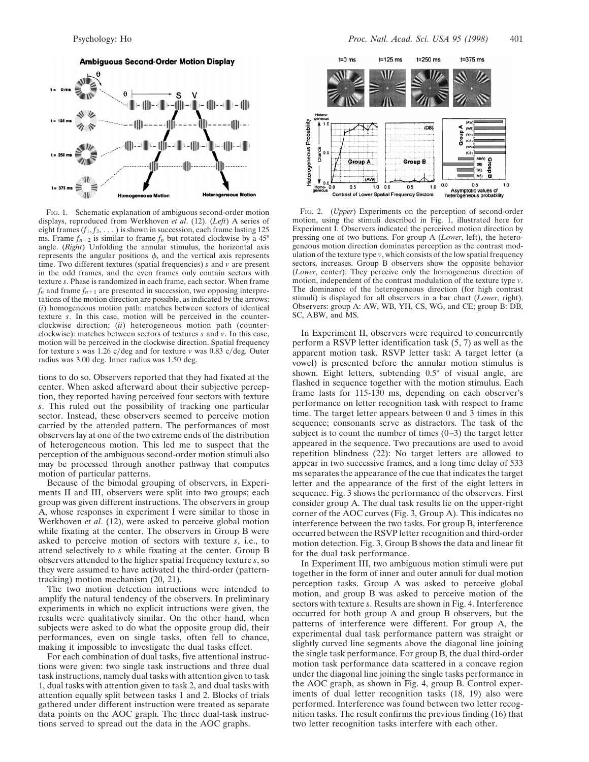**Ambiguous Second-Order Motion Display**

θ

t = 0 ms

t = 125 ms

t = 250 ms

t = 375 ms

θ

S V

Homogeneous Motion

Heterogeneous Motion

FIG. 1. Schematic explanation of ambiguous second-order motion displays, reproduced from Werkhoven *et al*. (12). (*Left*) A series of eight frames ($f_1, f_2, \ldots$) is shown in succession, each frame lasting 125 ms. Frame $f_{n+2}$ is similar to frame $f_n$ but rotated clockwise by a 45° angle. (*Right*) Unfolding the annular stimulus, the horizontal axis represents the angular positions $\phi$, and the vertical axis represents time. Two different textures (spatial frequencies) $s$ and $v$ are present in the odd frames, and the even frames only contain sectors with texture $s$. Phase is randomized in each frame, each sector. When frame $f_n$ and frame $f_{n+1}$ are presented in succession, two opposing interpretations of the motion direction are possible, as indicated by the arrows: (*i*) homogeneous motion path: matches between sectors of identical texture $s$. In this case, motion will be perceived in the counterclockwise direction; (*ii*) heterogeneous motion path (counterclockwise): matches between sectors of textures $s$ and $v$. In this case, motion will be perceived in the clockwise direction. Spatial frequency for texture $s$ was 1.26 c/deg and for texture $v$ was 0.83 c/deg. Outer radius was 3.00 deg. Inner radius was 1.50 deg.

t=0 ms t=125 ms t=250 ms t=375 ms

Heterogeneous Probability

Hetero-geneous

Homo-geneous

Chance

Group A

(AW)

Group B

(DB)

Contrast of Lower Spatial Frequency Sectors

0.0 0.5 1.0 0.0 0.5 1.0

Group A (AW) (WB) (YH) (CS) (WG) (CE)

Group B (ABW) (DB) (SC) (MS)

0.0 0.5 1.0

Asymptotic values of heterogeneous probability

FIG. 2. (*Upper*) Experiments on the perception of second-order motion, using the stimuli described in Fig. 1, illustrated here for Experiment I. Observers indicated the perceived motion direction by pressing one of two buttons. For group A (*Lower*, left), the heterogeneous motion direction dominates perception as the contrast modulation of the texture type $v$, which consists of the low spatial frequency sectors, increases. Group B observers show the opposite behavior (*Lower*, center): They perceive only the homogeneous direction of motion, independent of the contrast modulation of the texture type $v$. The dominance of the heterogeneous direction (for high contrast stimuli) is displayed for all observers in a bar chart (*Lower*, right). Observers: group A: AW, WB, YH, CS, WG, and CE; group B: DB, SC, ABW, and MS.

tions to do so. Observers reported that they had fixated at the center. When asked afterward about their subjective perception, they reported having perceived four sectors with texture $s$. This ruled out the possibility of tracking one particular sector. Instead, these observers seemed to perceive motion carried by the attended pattern. The performances of most observers lay at one of the two extreme ends of the distribution of heterogeneous motion. This led me to suspect that the perception of the ambiguous second-order motion stimuli also may be processed through another pathway that computes motion of particular patterns.

Because of the bimodal grouping of observers, in Experiments II and III, observers were split into two groups; each group was given different instructions. The observers in group A, whose responses in experiment I were similar to those in Werkhoven *et al*. (12), were asked to perceive global motion while fixating at the center. The observers in Group B were asked to perceive motion of sectors with texture $s$, i.e., to attend selectively to $s$ while fixating at the center. Group B observers attended to the higher spatial frequency texture $s$, so they were assumed to have activated the third-order (pattern-tracking) motion mechanism (20, 21).

The two motion detection intructions were intended to amplify the natural tendency of the observers. In preliminary experiments in which no explicit intructions were given, the results were qualitatively similar. On the other hand, when subjects were asked to do what the opposite group did, their performances, even on single tasks, often fell to chance, making it impossible to investigate the dual tasks effect.

For each combination of dual tasks, five attentional instructions were given: two single task instructions and three dual task instructions, namely dual tasks with attention given to task 1, dual tasks with attention given to task 2, and dual tasks with attention equally split between tasks 1 and 2. Blocks of trials gathered under different instruction were treated as separate data points on the AOC graph. The three dual-task instructions served to spread out the data in the AOC graphs.

In Experiment II, observers were required to concurrently perform a RSVP letter identification task (5, 7) as well as the apparent motion task. RSVP letter task: A target letter (a vowel) is presented before the annular motion stimulus is shown. Eight letters, subtending 0.5° of visual angle, are flashed in sequence together with the motion stimulus. Each frame lasts for 115-130 ms, depending on each observer's performance on letter recognition task with respect to frame time. The target letter appears between 0 and 3 times in this sequence; consonants serve as distractors. The task of the subject is to count the number of times (0–3) the target letter appeared in the sequence. Two precautions are used to avoid repetition blindness (22): No target letters are allowed to appear in two successive frames, and a long time delay of 533 ms separates the appearance of the cue that indicates the target letter and the appearance of the first of the eight letters in sequence. Fig. 3 shows the performance of the observers. First consider group A. The dual task results lie on the upper-right corner of the AOC curves (Fig. 3, Group A). This indicates no interference between the two tasks. For group B, interference occurred between the RSVP letter recognition and third-order motion detection. Fig. 3, Group B shows the data and linear fit for the dual task performance.

In Experiment III, two ambiguous motion stimuli were put together in the form of inner and outer annuli for dual motion perception tasks. Group A was asked to perceive global motion, and group B was asked to perceive motion of the sectors with texture $s$. Results are shown in Fig. 4. Interference occurred for both group A and group B observers, but the patterns of interference were different. For group A, the experimental dual task performance pattern was straight or slightly curved line segments above the diagonal line joining the single task performance. For group B, the dual third-order motion task performance data scattered in a concave region under the diagonal line joining the single tasks performance in the AOC graph, as shown in Fig. 4, group B. Control experiments of dual letter recognition tasks (18, 19) also were performed. Interference was found between two letter recognition tasks. The result confirms the previous finding (16) that two letter recognition tasks interfere with each other.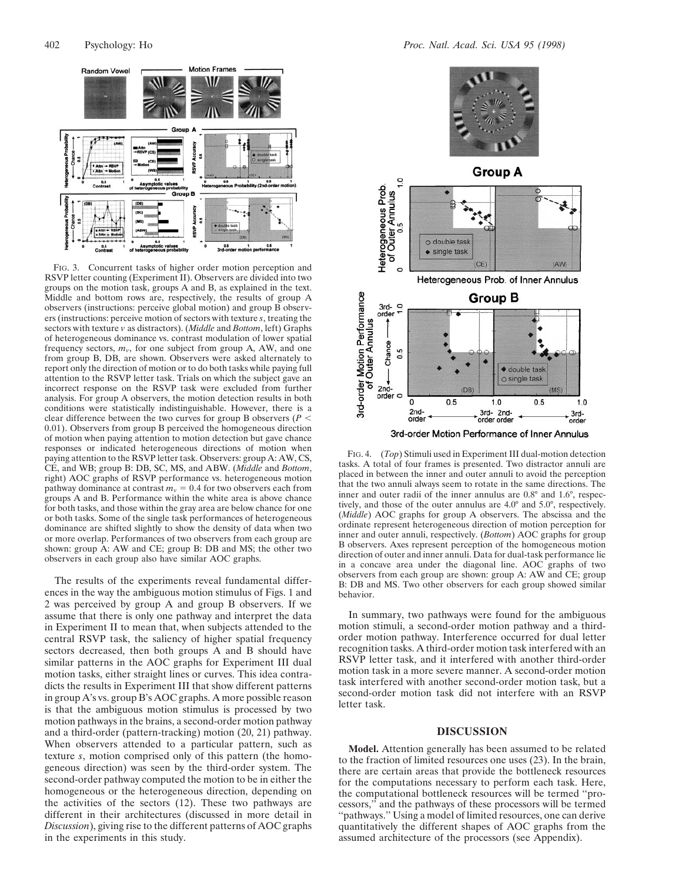Random Vowel

Motion Frames

Group A

Heterogeneous Probability

Chance

0.5

Contrast

Asymptotic values of heterogeneous probability

Heterogeneous Probability (2nd-order motion)

RSVP Accuracy

Group B

Contrast

Asymptotic values of heterogeneous probability

3rd-order motion performance

FIG. 3. Concurrent tasks of higher order motion perception and RSVP letter counting (Experiment II). Observers are divided into two groups on the motion task, groups A and B, as explained in the text. Middle and bottom rows are, respectively, the results of group A observers (instructions: perceive global motion) and group B observers (instructions: perceive motion of sectors with texture *s*, treating the sectors with texture *v* as distractors). (*Middle* and *Bottom*, left) Graphs of heterogeneous dominance vs. contrast modulation of lower spatial frequency sectors, $m_v$, for one subject from group A, AW, and one from group B, DB, are shown. Observers were asked alternately to report only the direction of motion or to do both tasks while paying full attention to the RSVP letter task. Trials on which the subject gave an incorrect response on the RSVP task were excluded from further analysis. For group A observers, the motion detection results in both conditions were statistically indistinguishable. However, there is a clear difference between the two curves for group B observers ($P < 0.01$). Observers from group B perceived the homogeneous direction of motion when paying attention to motion detection but gave chance responses or indicated heterogeneous directions of motion when paying attention to the RSVP letter task. Observers: group A: AW, CS, CE, and WB; group B: DB, SC, MS, and ABW. (*Middle* and *Bottom*, right) AOC graphs of RSVP performance vs. heterogeneous motion pathway dominance at contrast $m_v = 0.4$ for two observers each from groups A and B. Performance within the white area is above chance for both tasks, and those within the gray area are below chance for one or both tasks. Some of the single task performances of heterogeneous dominance are shifted slightly to show the density of data when two or more overlap. Performances of two observers from each group are shown: group A: AW and CE; group B: DB and MS; the other two observers in each group also have similar AOC graphs.

The results of the experiments reveal fundamental differences in the way the ambiguous motion stimulus of Figs. 1 and 2 was perceived by group A and group B observers. If we assume that there is only one pathway and interpret the data in Experiment II to mean that, when subjects attended to the central RSVP task, the saliency of higher spatial frequency sectors decreased, then both groups A and B should have similar patterns in the AOC graphs for Experiment III dual motion tasks, either straight lines or curves. This idea contradicts the results in Experiment III that show different patterns in group A's vs. group B's AOC graphs. A more possible reason is that the ambiguous motion stimulus is processed by two motion pathways in the brains, a second-order motion pathway and a third-order (pattern-tracking) motion (20, 21) pathway. When observers attended to a particular pattern, such as texture *s*, motion comprised only of this pattern (the homogeneous direction) was seen by the third-order system. The second-order pathway computed the motion to be in either the homogeneous or the heterogeneous direction, depending on the activities of the sectors (12). These two pathways are different in their architectures (discussed in more detail in *Discussion*), giving rise to the different patterns of AOC graphs in the experiments in this study.

Group A

Heterogeneous Prob. of Outer Annulus

Heterogeneous Prob. of Inner Annulus

Group B

3rd-order Motion Performance of Outer Annulus

3rd-order Motion Performance of Inner Annulus

FIG. 4. (*Top*) Stimuli used in Experiment III dual-motion detection tasks. A total of four frames is presented. Two distractor annuli are placed in between the inner and outer annuli to avoid the perception that the two annuli always seem to rotate in the same directions. The inner and outer radii of the inner annulus are 0.8° and 1.6°, respectively, and those of the outer annulus are 4.0° and 5.0°, respectively. (*Middle*) AOC graphs for group A observers. The abscissa and the ordinate represent heterogeneous direction of motion perception for inner and outer annuli, respectively. (*Bottom*) AOC graphs for group B observers. Axes represent perception of the homogeneous motion direction of outer and inner annuli. Data for dual-task performance lie in a concave area under the diagonal line. AOC graphs of two observers from each group are shown: group A: AW and CE; group B: DB and MS. Two other observers for each group showed similar behavior.

In summary, two pathways were found for the ambiguous motion stimuli, a second-order motion pathway and a third-order motion pathway. Interference occurred for dual letter recognition tasks. A third-order motion task interfered with an RSVP letter task, and it interfered with another third-order motion task in a more severe manner. A second-order motion task interfered with another second-order motion task, but a second-order motion task did not interfere with an RSVP letter task.

## DISCUSSION

**Model.** Attention generally has been assumed to be related to the fraction of limited resources one uses (23). In the brain, there are certain areas that provide the bottleneck resources for the computations necessary to perform each task. Here, the computational bottleneck resources will be termed "processors," and the pathways of these processors will be termed "pathways." Using a model of limited resources, one can derive quantitatively the different shapes of AOC graphs from the assumed architecture of the processors (see Appendix).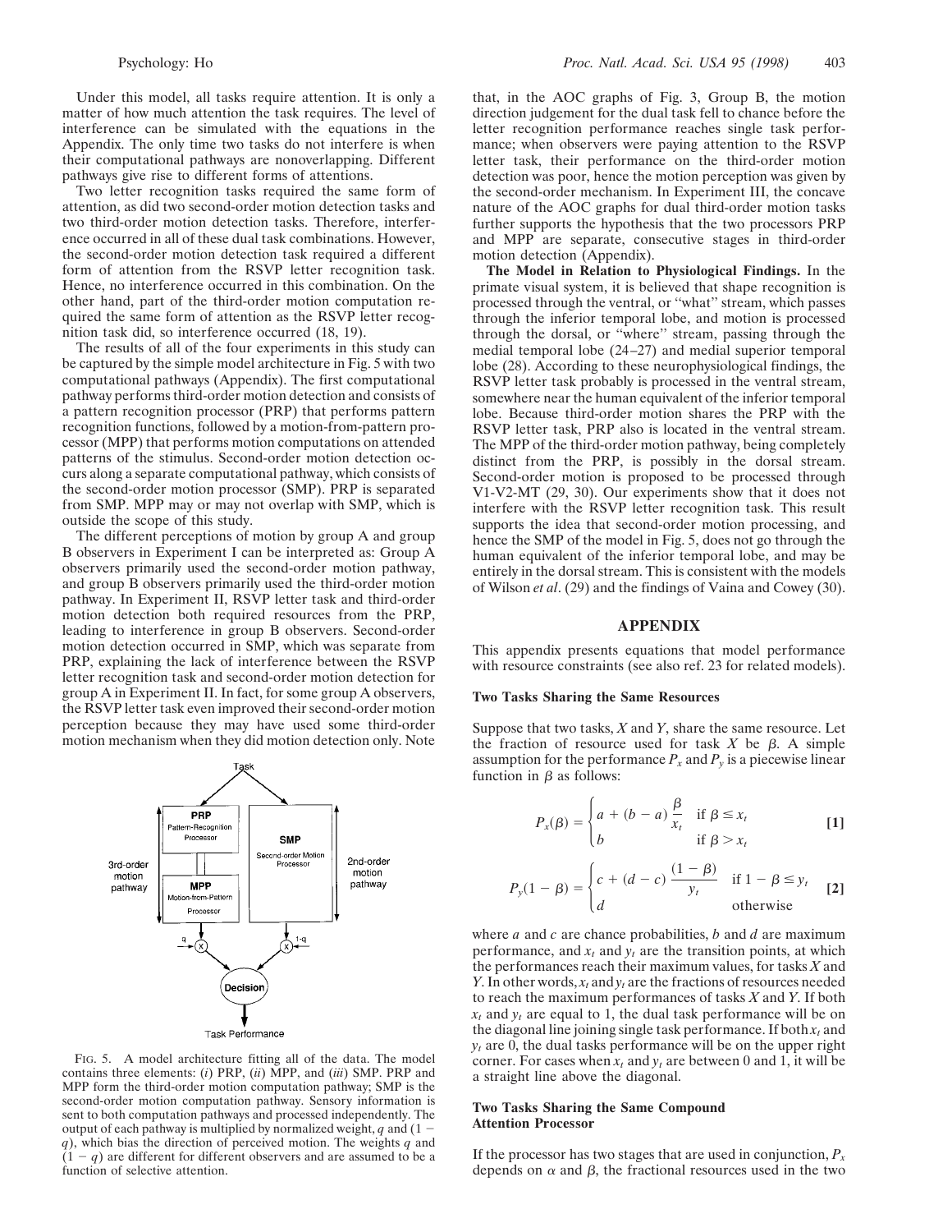Under this model, all tasks require attention. It is only a matter of how much attention the task requires. The level of interference can be simulated with the equations in the Appendix. The only time two tasks do not interfere is when their computational pathways are nonoverlapping. Different pathways give rise to different forms of attentions.

Two letter recognition tasks required the same form of attention, as did two second-order motion detection tasks and two third-order motion detection tasks. Therefore, interference occurred in all of these dual task combinations. However, the second-order motion detection task required a different form of attention from the RSVP letter recognition task. Hence, no interference occurred in this combination. On the other hand, part of the third-order motion computation required the same form of attention as the RSVP letter recognition task did, so interference occurred (18, 19).

The results of all of the four experiments in this study can be captured by the simple model architecture in Fig. 5 with two computational pathways (Appendix). The first computational pathway performs third-order motion detection and consists of a pattern recognition processor (PRP) that performs pattern recognition functions, followed by a motion-from-pattern processor (MPP) that performs motion computations on attended patterns of the stimulus. Second-order motion detection occurs along a separate computational pathway, which consists of the second-order motion processor (SMP). PRP is separated from SMP. MPP may or may not overlap with SMP, which is outside the scope of this study.

The different perceptions of motion by group A and group B observers in Experiment I can be interpreted as: Group A observers primarily used the second-order motion pathway, and group B observers primarily used the third-order motion pathway. In Experiment II, RSVP letter task and third-order motion detection both required resources from the PRP, leading to interference in group B observers. Second-order motion detection occurred in SMP, which was separate from PRP, explaining the lack of interference between the RSVP letter recognition task and second-order motion detection for group A in Experiment II. In fact, for some group A observers, the RSVP letter task even improved their second-order motion perception because they may have used some third-order motion mechanism when they did motion detection only. Note that, in the AOC graphs of Fig. 3, Group B, the motion direction judgement for the dual task fell to chance before the letter recognition performance reaches single task performance; when observers were paying attention to the RSVP letter task, their performance on the third-order motion detection was poor, hence the motion perception was given by the second-order mechanism. In Experiment III, the concave nature of the AOC graphs for dual third-order motion tasks further supports the hypothesis that the two processors PRP and MPP are separate, consecutive stages in third-order motion detection (Appendix).

Task

PRP
Pattern-Recognition Processor

MPP
Motion-from-Pattern Processor

SMP
Second-order Motion Processor

3rd-order motion pathway

2nd-order motion pathway

q

1-q

Decision

Task Performance

FIG. 5. A model architecture fitting all of the data. The model contains three elements: (*i*) PRP, (*ii*) MPP, and (*iii*) SMP. PRP and MPP form the third-order motion computation pathway; SMP is the second-order motion computation pathway. Sensory information is sent to both computation pathways and processed independently. The output of each pathway is multiplied by normalized weight, $q$ and $(1 - q)$, which bias the direction of perceived motion. The weights $q$ and $(1 - q)$ are different for different observers and are assumed to be a function of selective attention.

**The Model in Relation to Physiological Findings.** In the primate visual system, it is believed that shape recognition is processed through the ventral, or "what" stream, which passes through the inferior temporal lobe, and motion is processed through the dorsal, or "where" stream, passing through the medial temporal lobe (24–27) and medial superior temporal lobe (28). According to these neurophysiological findings, the RSVP letter task probably is processed in the ventral stream, somewhere near the human equivalent of the inferior temporal lobe. Because third-order motion shares the PRP with the RSVP letter task, PRP also is located in the ventral stream. The MPP of the third-order motion pathway, being completely distinct from the PRP, is possibly in the dorsal stream. Second-order motion is proposed to be processed through V1-V2-MT (29, 30). Our experiments show that it does not interfere with the RSVP letter recognition task. This result supports the idea that second-order motion processing, and hence the SMP of the model in Fig. 5, does not go through the human equivalent of the inferior temporal lobe, and may be entirely in the dorsal stream. This is consistent with the models of Wilson *et al*. (29) and the findings of Vaina and Cowey (30).

## APPENDIX

This appendix presents equations that model performance with resource constraints (see also ref. 23 for related models).

### Two Tasks Sharing the Same Resources

Suppose that two tasks, $X$ and $Y$, share the same resource. Let the fraction of resource used for task $X$ be $\beta$. A simple assumption for the performance $P_x$ and $P_y$ is a piecewise linear function in $\beta$ as follows:

$$P_x(\beta) = \begin{cases} a + (b - a)\dfrac{\beta}{x_t} & \text{if } \beta \leq x_t \\ b & \text{if } \beta > x_t \end{cases} \quad [1]$$

$$P_y(1 - \beta) = \begin{cases} c + (d - c)\dfrac{(1 - \beta)}{y_t} & \text{if } 1 - \beta \leq y_t \\ d & \text{otherwise} \end{cases} \quad [2]$$

where $a$ and $c$ are chance probabilities, $b$ and $d$ are maximum performance, and $x_t$ and $y_t$ are the transition points, at which the performances reach their maximum values, for tasks $X$ and $Y$. In other words, $x_t$ and $y_t$ are the fractions of resources needed to reach the maximum performances of tasks $X$ and $Y$. If both $x_t$ and $y_t$ are equal to 1, the dual task performance will be on the diagonal line joining single task performance. If both $x_t$ and $y_t$ are 0, the dual tasks performance will be on the upper right corner. For cases when $x_t$ and $y_t$ are between 0 and 1, it will be a straight line above the diagonal.

### Two Tasks Sharing the Same Compound Attention Processor

If the processor has two stages that are used in conjunction, $P_x$ depends on $\alpha$ and $\beta$, the fractional resources used in the two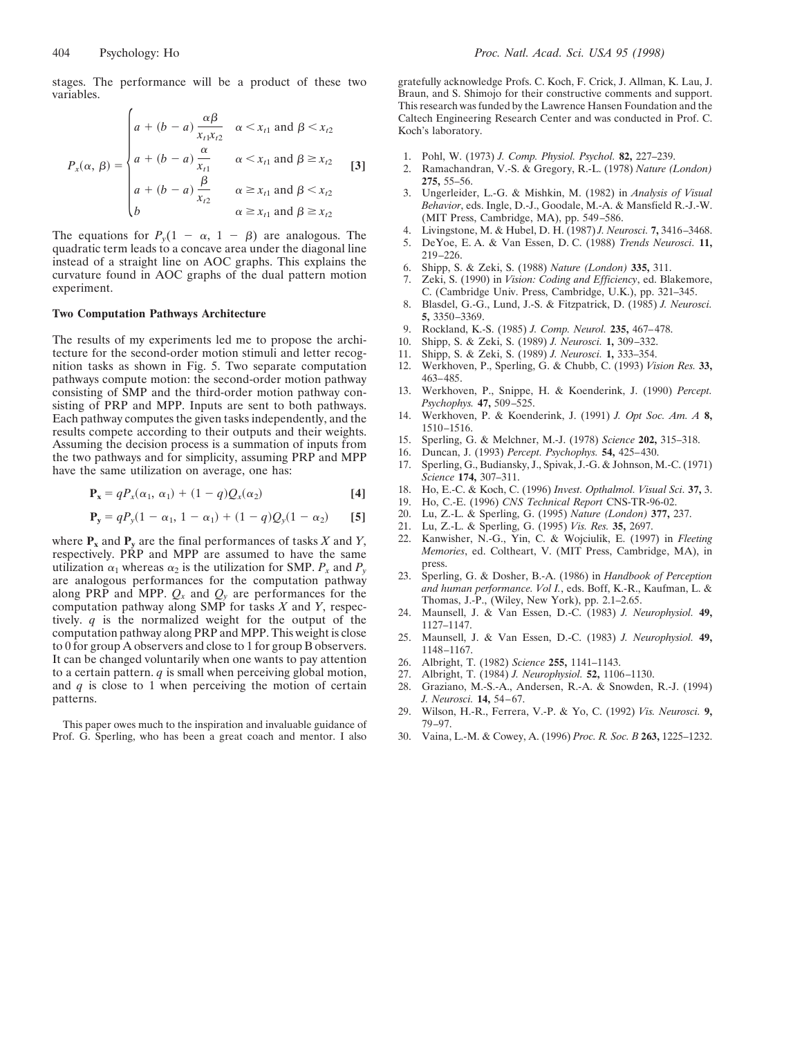stages. The performance will be a product of these two variables.

$$P_x(\alpha, \beta) = \begin{cases} a + (b - a)\dfrac{\alpha\beta}{x_{t1}x_{t2}} & \alpha < x_{t1} \text{ and } \beta < x_{t2} \\ a + (b - a)\dfrac{\alpha}{x_{t1}} & \alpha < x_{t1} \text{ and } \beta \geq x_{t2} \\ a + (b - a)\dfrac{\beta}{x_{t2}} & \alpha \geq x_{t1} \text{ and } \beta < x_{t2} \\ b & \alpha \geq x_{t1} \text{ and } \beta \geq x_{t2} \end{cases} \quad \textbf{[3]}$$

The equations for $P_y(1 - \alpha, 1 - \beta)$ are analogous. The quadratic term leads to a concave area under the diagonal line instead of a straight line on AOC graphs. This explains the curvature found in AOC graphs of the dual pattern motion experiment.

### Two Computation Pathways Architecture

The results of my experiments led me to propose the architecture for the second-order motion stimuli and letter recognition tasks as shown in Fig. 5. Two separate computation pathways compute motion: the second-order motion pathway consisting of SMP and the third-order motion pathway consisting of PRP and MPP. Inputs are sent to both pathways. Each pathway computes the given tasks independently, and the results compete according to their outputs and their weights. Assuming the decision process is a summation of inputs from the two pathways and for simplicity, assuming PRP and MPP have the same utilization on average, one has:

$$\mathbf{P_x} = qP_x(\alpha_1, \alpha_1) + (1 - q)Q_x(\alpha_2) \quad \textbf{[4]}$$

$$\mathbf{P_y} = qP_y(1 - \alpha_1, 1 - \alpha_1) + (1 - q)Q_y(1 - \alpha_2) \quad \textbf{[5]}$$

where $\mathbf{P_x}$ and $\mathbf{P_y}$ are the final performances of tasks $X$ and $Y$, respectively. PRP and MPP are assumed to have the same utilization $\alpha_1$ whereas $\alpha_2$ is the utilization for SMP. $P_x$ and $P_y$ are analogous performances for the computation pathway along PRP and MPP. $Q_x$ and $Q_y$ are performances for the computation pathway along SMP for tasks $X$ and $Y$, respectively. $q$ is the normalized weight for the output of the computation pathway along PRP and MPP. This weight is close to 0 for group A observers and close to 1 for group B observers. It can be changed voluntarily when one wants to pay attention to a certain pattern. $q$ is small when perceiving global motion, and $q$ is close to 1 when perceiving the motion of certain patterns.

This paper owes much to the inspiration and invaluable guidance of Prof. G. Sperling, who has been a great coach and mentor. I also gratefully acknowledge Profs. C. Koch, F. Crick, J. Allman, K. Lau, J. Braun, and S. Shimojo for their constructive comments and support. This research was funded by the Lawrence Hansen Foundation and the Caltech Engineering Research Center and was conducted in Prof. C. Koch's laboratory.

1. Pohl, W. (1973) *J. Comp. Physiol. Psychol.* **82,** 227–239.
2. Ramachandran, V.-S. & Gregory, R.-L. (1978) *Nature (London)* **275,** 55–56.
3. Ungerleider, L.-G. & Mishkin, M. (1982) in *Analysis of Visual Behavior*, eds. Ingle, D.-J., Goodale, M.-A. & Mansfield R.-J.-W. (MIT Press, Cambridge, MA), pp. 549–586.
4. Livingstone, M. & Hubel, D. H. (1987) *J. Neurosci.* **7,** 3416–3468.
5. DeYoe, E. A. & Van Essen, D. C. (1988) *Trends Neurosci.* **11,** 219–226.
6. Shipp, S. & Zeki, S. (1988) *Nature (London)* **335,** 311.
7. Zeki, S. (1990) in *Vision: Coding and Efficiency*, ed. Blakemore, C. (Cambridge Univ. Press, Cambridge, U.K.), pp. 321–345.
8. Blasdel, G.-G., Lund, J.-S. & Fitzpatrick, D. (1985) *J. Neurosci.* **5,** 3350–3369.
9. Rockland, K.-S. (1985) *J. Comp. Neurol.* **235,** 467–478.
10. Shipp, S. & Zeki, S. (1989) *J. Neurosci.* **1,** 309–332.
11. Shipp, S. & Zeki, S. (1989) *J. Neurosci.* **1,** 333–354.
12. Werkhoven, P., Sperling, G. & Chubb, C. (1993) *Vision Res.* **33,** 463–485.
13. Werkhoven, P., Snippe, H. & Koenderink, J. (1990) *Percept. Psychophys.* **47,** 509–525.
14. Werkhoven, P. & Koenderink, J. (1991) *J. Opt Soc. Am. A* **8,** 1510–1516.
15. Sperling, G. & Melchner, M.-J. (1978) *Science* **202,** 315–318.
16. Duncan, J. (1993) *Percept. Psychophys.* **54,** 425–430.
17. Sperling, G., Budiansky, J., Spivak, J.-G. & Johnson, M.-C. (1971) *Science* **174,** 307–311.
18. Ho, E.-C. & Koch, C. (1996) *Invest. Opthalmol. Visual Sci.* **37,** 3.
19. Ho, C.-E. (1996) *CNS Technical Report* CNS-TR-96-02.
20. Lu, Z.-L. & Sperling, G. (1995) *Nature (London)* **377,** 237.
21. Lu, Z.-L. & Sperling, G. (1995) *Vis. Res.* **35,** 2697.
22. Kanwisher, N.-G., Yin, C. & Wojciulik, E. (1997) in *Fleeting Memories*, ed. Coltheart, V. (MIT Press, Cambridge, MA), in press.
23. Sperling, G. & Dosher, B.-A. (1986) in *Handbook of Perception and human performance. Vol I.*, eds. Boff, K.-R., Kaufman, L. & Thomas, J.-P., (Wiley, New York), pp. 2.1–2.65.
24. Maunsell, J. & Van Essen, D.-C. (1983) *J. Neurophysiol.* **49,** 1127–1147.
25. Maunsell, J. & Van Essen, D.-C. (1983) *J. Neurophysiol.* **49,** 1148–1167.
26. Albright, T. (1982) *Science* **255,** 1141–1143.
27. Albright, T. (1984) *J. Neurophysiol.* **52,** 1106–1130.
28. Graziano, M.-S.-A., Andersen, R.-A. & Snowden, R.-J. (1994) *J. Neurosci.* **14,** 54–67.
29. Wilson, H.-R., Ferrera, V.-P. & Yo, C. (1992) *Vis. Neurosci.* **9,** 79–97.
30. Vaina, L.-M. & Cowey, A. (1996) *Proc. R. Soc. B* **263,** 1225–1232.